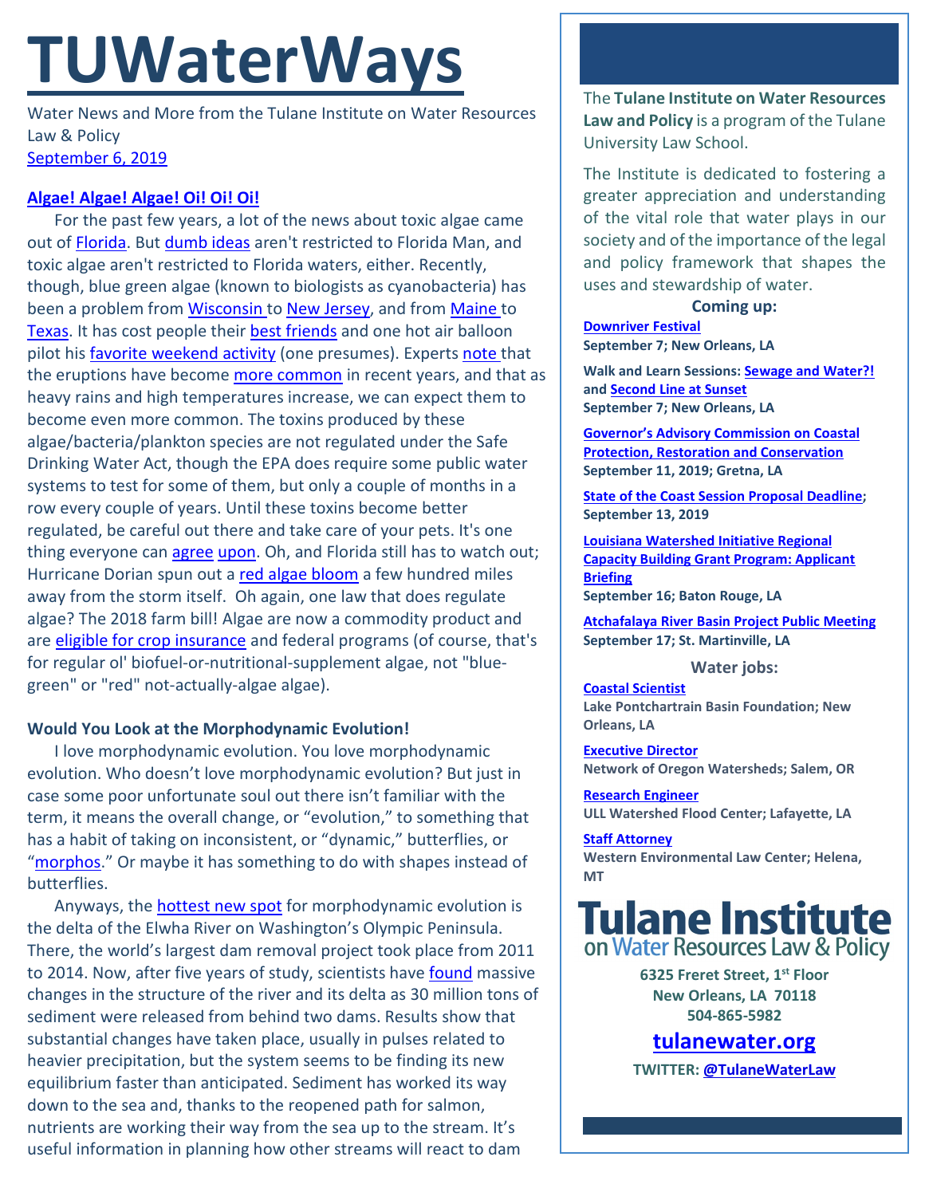# TUWaterWays

Water News and More from the Tulane Institute on Water Resources Law & Policy
September 6, 2019

### Algae! Algae! Algae! Oi! Oi! Oi!

For the past few years, a lot of the news about toxic algae came out of Florida. But dumb ideas aren't restricted to Florida Man, and toxic algae aren't restricted to Florida waters, either. Recently, though, blue green algae (known to biologists as cyanobacteria) has been a problem from Wisconsin to New Jersey, and from Maine to Texas. It has cost people their best friends and one hot air balloon pilot his favorite weekend activity (one presumes). Experts note that the eruptions have become more common in recent years, and that as heavy rains and high temperatures increase, we can expect them to become even more common. The toxins produced by these algae/bacteria/plankton species are not regulated under the Safe Drinking Water Act, though the EPA does require some public water systems to test for some of them, but only a couple of months in a row every couple of years. Until these toxins become better regulated, be careful out there and take care of your pets. It's one thing everyone can agree upon. Oh, and Florida still has to watch out; Hurricane Dorian spun out a red algae bloom a few hundred miles away from the storm itself. Oh again, one law that does regulate algae? The 2018 farm bill! Algae are now a commodity product and are eligible for crop insurance and federal programs (of course, that's for regular ol' biofuel-or-nutritional-supplement algae, not "blue-green" or "red" not-actually-algae algae).

### Would You Look at the Morphodynamic Evolution!

I love morphodynamic evolution. You love morphodynamic evolution. Who doesn't love morphodynamic evolution? But just in case some poor unfortunate soul out there isn't familiar with the term, it means the overall change, or "evolution," to something that has a habit of taking on inconsistent, or "dynamic," butterflies, or "morphos." Or maybe it has something to do with shapes instead of butterflies.

Anyways, the hottest new spot for morphodynamic evolution is the delta of the Elwha River on Washington's Olympic Peninsula. There, the world's largest dam removal project took place from 2011 to 2014. Now, after five years of study, scientists have found massive changes in the structure of the river and its delta as 30 million tons of sediment were released from behind two dams. Results show that substantial changes have taken place, usually in pulses related to heavier precipitation, but the system seems to be finding its new equilibrium faster than anticipated. Sediment has worked its way down to the sea and, thanks to the reopened path for salmon, nutrients are working their way from the sea up to the stream. It's useful information in planning how other streams will react to dam

---

The **Tulane Institute on Water Resources Law and Policy** is a program of the Tulane University Law School.

The Institute is dedicated to fostering a greater appreciation and understanding of the vital role that water plays in our society and of the importance of the legal and policy framework that shapes the uses and stewardship of water.

**Coming up:**

**Downriver Festival**
**September 7; New Orleans, LA**

**Walk and Learn Sessions: Sewage and Water?! and Second Line at Sunset**
**September 7; New Orleans, LA**

**Governor's Advisory Commission on Coastal Protection, Restoration and Conservation**
**September 11, 2019; Gretna, LA**

**State of the Coast Session Proposal Deadline; September 13, 2019**

**Louisiana Watershed Initiative Regional Capacity Building Grant Program: Applicant Briefing**
**September 16; Baton Rouge, LA**

**Atchafalaya River Basin Project Public Meeting**
**September 17; St. Martinville, LA**

**Water jobs:**

**Coastal Scientist**
**Lake Pontchartrain Basin Foundation; New Orleans, LA**

**Executive Director**
**Network of Oregon Watersheds; Salem, OR**

**Research Engineer**
**ULL Watershed Flood Center; Lafayette, LA**

**Staff Attorney**
**Western Environmental Law Center; Helena, MT**

**Tulane Institute on Water Resources Law & Policy**

**6325 Freret Street, 1st Floor**
**New Orleans, LA 70118**
**504-865-5982**

**tulanewater.org**

**TWITTER: @TulaneWaterLaw**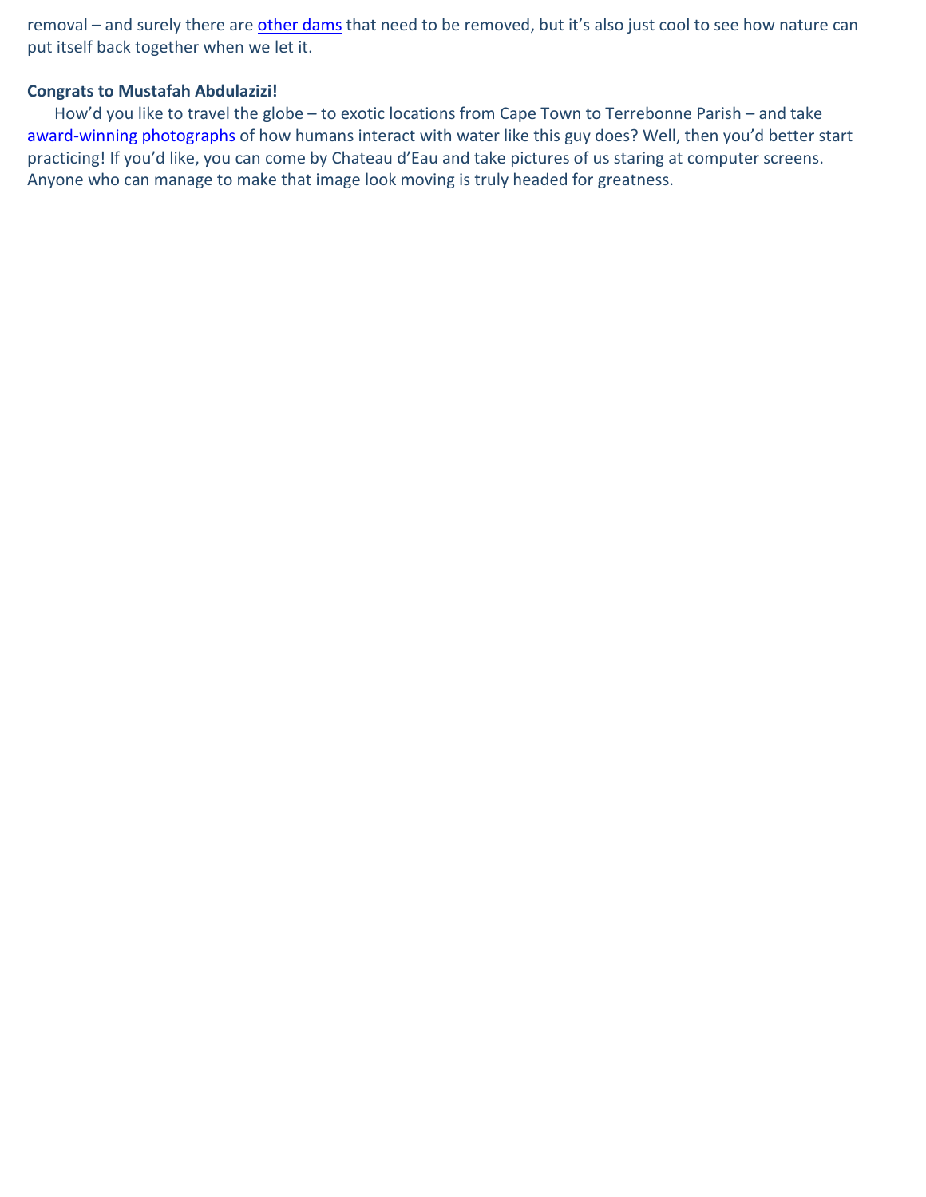removal – and surely there are other dams that need to be removed, but it's also just cool to see how nature can put itself back together when we let it.

**Congrats to Mustafah Abdulazizi!**

How'd you like to travel the globe – to exotic locations from Cape Town to Terrebonne Parish – and take award-winning photographs of how humans interact with water like this guy does? Well, then you'd better start practicing! If you'd like, you can come by Chateau d'Eau and take pictures of us staring at computer screens. Anyone who can manage to make that image look moving is truly headed for greatness.